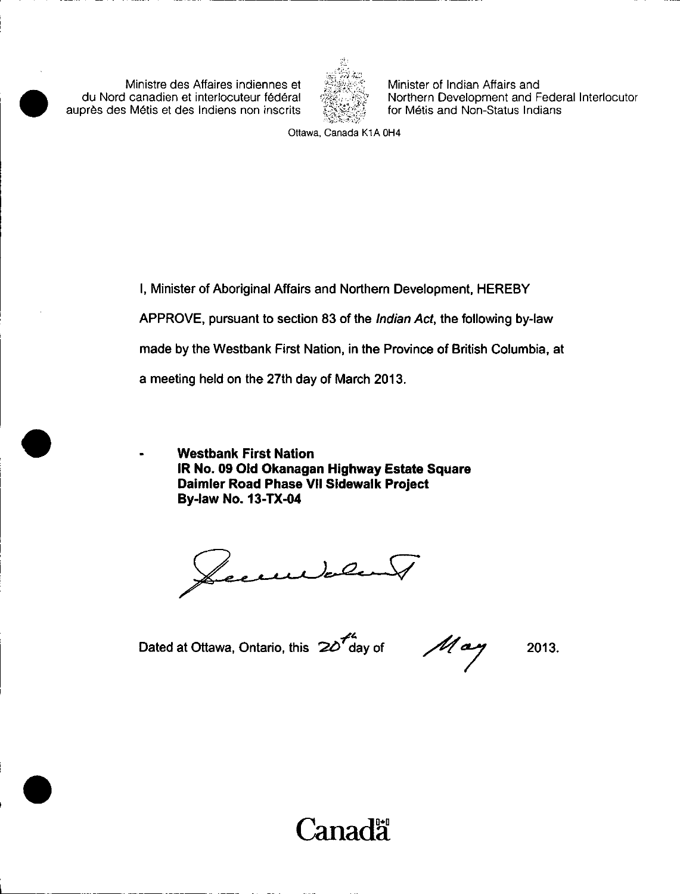Ministre des Affaires indiennes et du Nord canadien et interlocuteur fédéral auprès des Métis et des Indiens non inscrits

Minister of Indian Affairs and Northern Development and Federal Interlocutor for Métis and Non-Status Indians

Ottawa, Canada K1A 0H4

I, Minister of Aboriginal Affairs and Northern Development, HEREBY APPROVE, pursuant to section 83 of the *Indian Act*, the following by-law made by the Westbank First Nation, in the Province of British Columbia, at a meeting held on the 27th day of March 2013.

- **Westbank First Nation**
  **IR No. 09 Old Okanagan Highway Estate Square**
  **Daimler Road Phase VII Sidewalk Project**
  **By-law No. 13-TX-04**

Dated at Ottawa, Ontario, this 20th day of May 2013.

Canada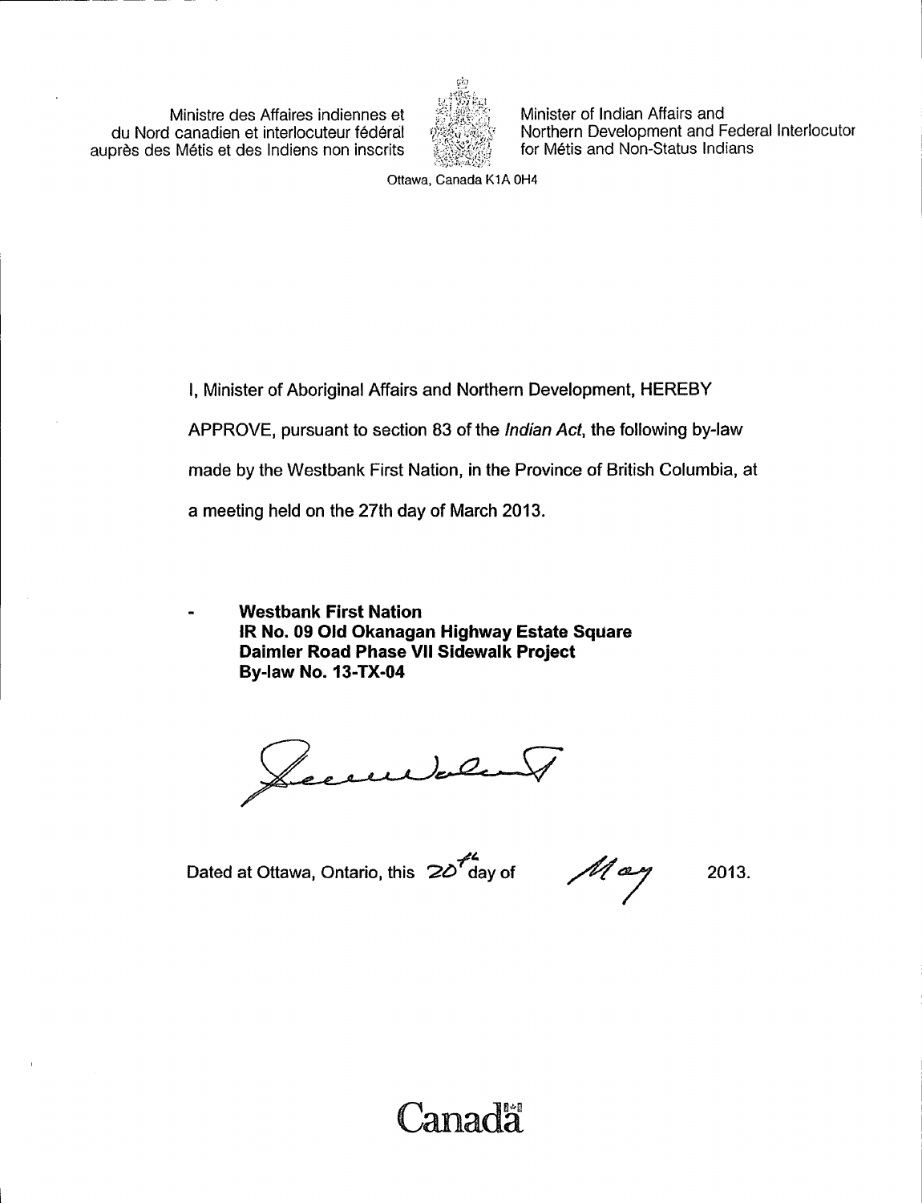Ministre des Affaires indiennes et du Nord canadien et interlocuteur fédéral auprès des Métis et des Indiens non inscrits

Minister of Indian Affairs and Northern Development and Federal Interlocutor for Métis and Non-Status Indians

Ottawa, Canada K1A 0H4

I, Minister of Aboriginal Affairs and Northern Development, HEREBY APPROVE, pursuant to section 83 of the *Indian Act*, the following by-law made by the Westbank First Nation, in the Province of British Columbia, at a meeting held on the 27th day of March 2013.

- **Westbank First Nation**
  **IR No. 09 Old Okanagan Highway Estate Square**
  **Daimler Road Phase VII Sidewalk Project**
  **By-law No. 13-TX-04**

Dated at Ottawa, Ontario, this 20th day of May 2013.

Canada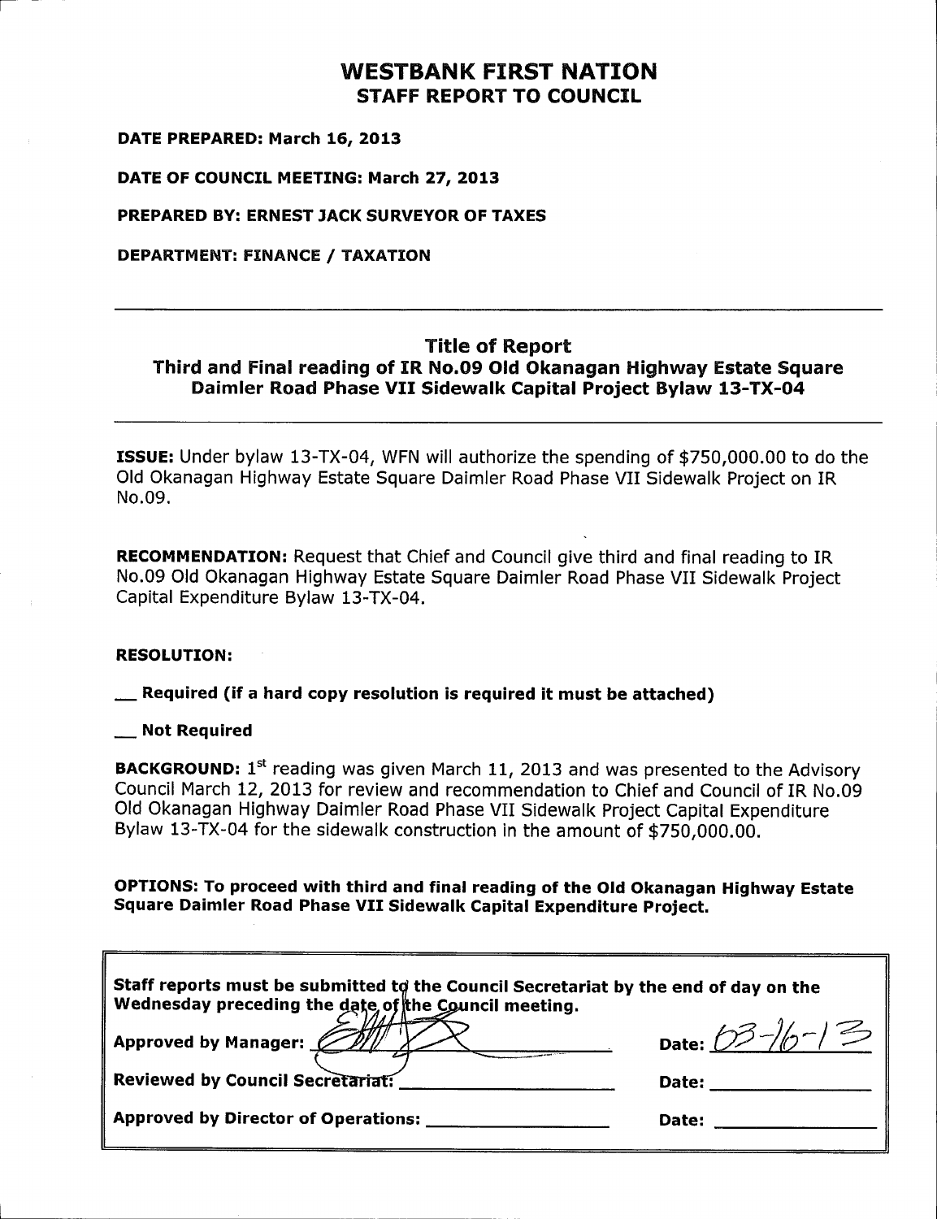# WESTBANK FIRST NATION
## STAFF REPORT TO COUNCIL

**DATE PREPARED: March 16, 2013**

**DATE OF COUNCIL MEETING: March 27, 2013**

**PREPARED BY: ERNEST JACK SURVEYOR OF TAXES**

**DEPARTMENT: FINANCE / TAXATION**

---

### Title of Report
### Third and Final reading of IR No.09 Old Okanagan Highway Estate Square Daimler Road Phase VII Sidewalk Capital Project Bylaw 13-TX-04

---

**ISSUE:** Under bylaw 13-TX-04, WFN will authorize the spending of $750,000.00 to do the Old Okanagan Highway Estate Square Daimler Road Phase VII Sidewalk Project on IR No.09.

**RECOMMENDATION:** Request that Chief and Council give third and final reading to IR No.09 Old Okanagan Highway Estate Square Daimler Road Phase VII Sidewalk Project Capital Expenditure Bylaw 13-TX-04.

**RESOLUTION:**

**__ Required (if a hard copy resolution is required it must be attached)**

**__ Not Required**

**BACKGROUND:** 1st reading was given March 11, 2013 and was presented to the Advisory Council March 12, 2013 for review and recommendation to Chief and Council of IR No.09 Old Okanagan Highway Daimler Road Phase VII Sidewalk Project Capital Expenditure Bylaw 13-TX-04 for the sidewalk construction in the amount of $750,000.00.

**OPTIONS: To proceed with third and final reading of the Old Okanagan Highway Estate Square Daimler Road Phase VII Sidewalk Capital Expenditure Project.**

---

**Staff reports must be submitted to the Council Secretariat by the end of day on the Wednesday preceding the date of the Council meeting.**

| | |
|---|---|
| **Approved by Manager:** [signature] | **Date:** 03-16-13 |
| **Reviewed by Council Secretariat:** ______ | **Date:** ______ |
| **Approved by Director of Operations:** ______ | **Date:** ______ |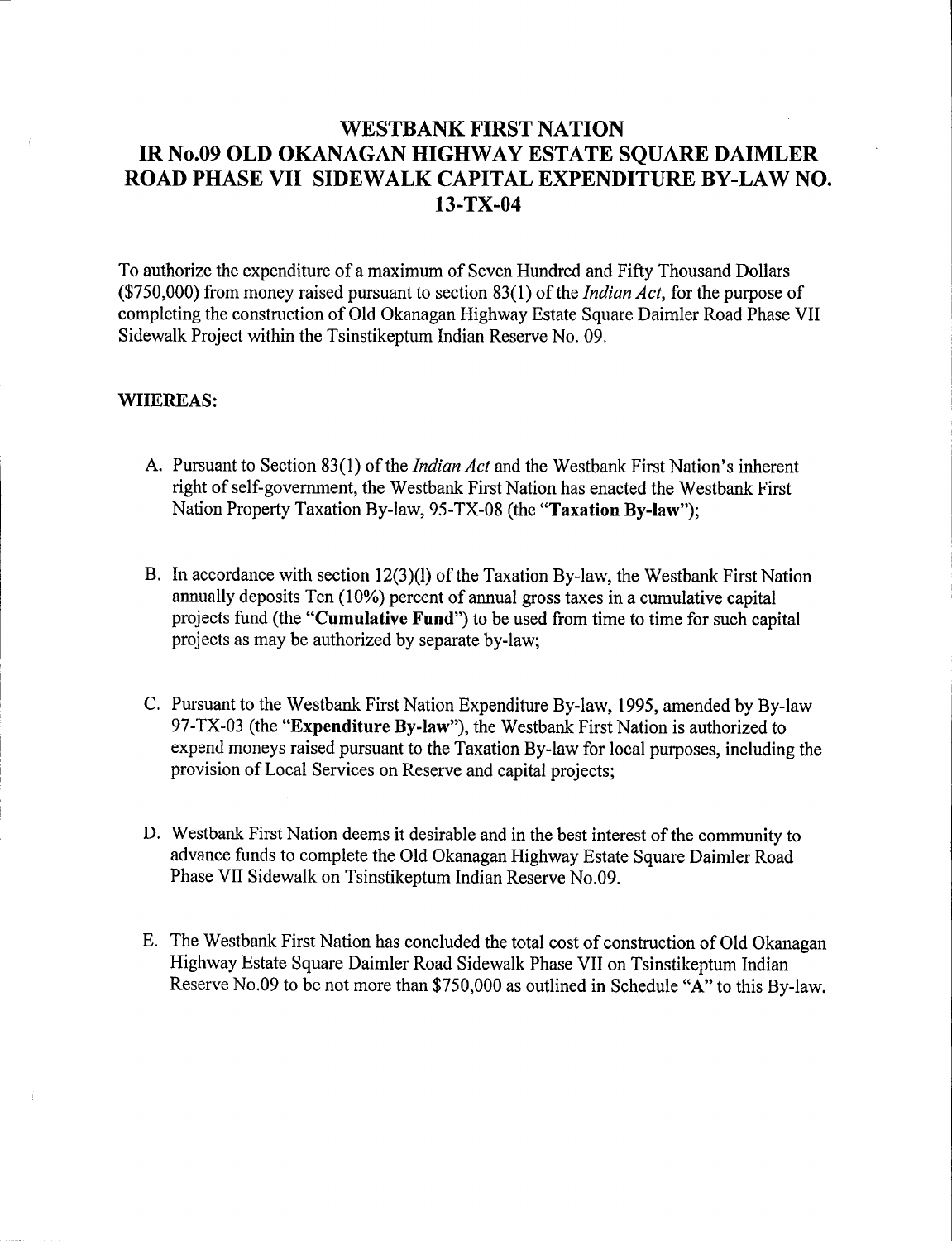# WESTBANK FIRST NATION
# IR No.09 OLD OKANAGAN HIGHWAY ESTATE SQUARE DAIMLER ROAD PHASE VII SIDEWALK CAPITAL EXPENDITURE BY-LAW NO. 13-TX-04

To authorize the expenditure of a maximum of Seven Hundred and Fifty Thousand Dollars ($750,000) from money raised pursuant to section 83(1) of the *Indian Act*, for the purpose of completing the construction of Old Okanagan Highway Estate Square Daimler Road Phase VII Sidewalk Project within the Tsinstikeptum Indian Reserve No. 09.

**WHEREAS:**

A. Pursuant to Section 83(1) of the *Indian Act* and the Westbank First Nation's inherent right of self-government, the Westbank First Nation has enacted the Westbank First Nation Property Taxation By-law, 95-TX-08 (the "**Taxation By-law**");

B. In accordance with section 12(3)(l) of the Taxation By-law, the Westbank First Nation annually deposits Ten (10%) percent of annual gross taxes in a cumulative capital projects fund (the "**Cumulative Fund**") to be used from time to time for such capital projects as may be authorized by separate by-law;

C. Pursuant to the Westbank First Nation Expenditure By-law, 1995, amended by By-law 97-TX-03 (the "**Expenditure By-law**"), the Westbank First Nation is authorized to expend moneys raised pursuant to the Taxation By-law for local purposes, including the provision of Local Services on Reserve and capital projects;

D. Westbank First Nation deems it desirable and in the best interest of the community to advance funds to complete the Old Okanagan Highway Estate Square Daimler Road Phase VII Sidewalk on Tsinstikeptum Indian Reserve No.09.

E. The Westbank First Nation has concluded the total cost of construction of Old Okanagan Highway Estate Square Daimler Road Sidewalk Phase VII on Tsinstikeptum Indian Reserve No.09 to be not more than $750,000 as outlined in Schedule "A" to this By-law.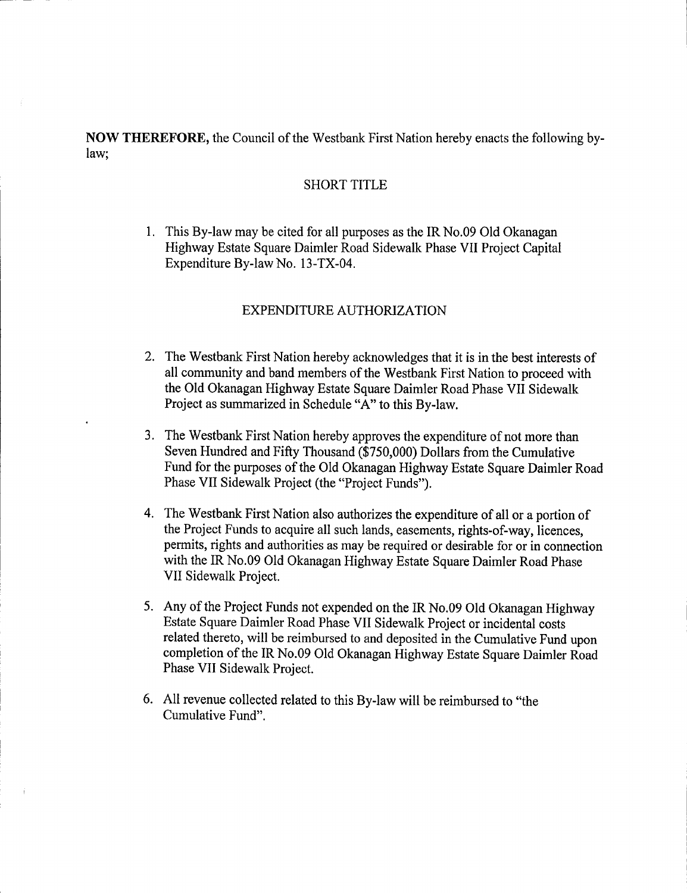**NOW THEREFORE,** the Council of the Westbank First Nation hereby enacts the following by-law;

## SHORT TITLE

1. This By-law may be cited for all purposes as the IR No.09 Old Okanagan Highway Estate Square Daimler Road Sidewalk Phase VII Project Capital Expenditure By-law No. 13-TX-04.

## EXPENDITURE AUTHORIZATION

2. The Westbank First Nation hereby acknowledges that it is in the best interests of all community and band members of the Westbank First Nation to proceed with the Old Okanagan Highway Estate Square Daimler Road Phase VII Sidewalk Project as summarized in Schedule "A" to this By-law.

3. The Westbank First Nation hereby approves the expenditure of not more than Seven Hundred and Fifty Thousand ($750,000) Dollars from the Cumulative Fund for the purposes of the Old Okanagan Highway Estate Square Daimler Road Phase VII Sidewalk Project (the "Project Funds").

4. The Westbank First Nation also authorizes the expenditure of all or a portion of the Project Funds to acquire all such lands, easements, rights-of-way, licences, permits, rights and authorities as may be required or desirable for or in connection with the IR No.09 Old Okanagan Highway Estate Square Daimler Road Phase VII Sidewalk Project.

5. Any of the Project Funds not expended on the IR No.09 Old Okanagan Highway Estate Square Daimler Road Phase VII Sidewalk Project or incidental costs related thereto, will be reimbursed to and deposited in the Cumulative Fund upon completion of the IR No.09 Old Okanagan Highway Estate Square Daimler Road Phase VII Sidewalk Project.

6. All revenue collected related to this By-law will be reimbursed to "the Cumulative Fund".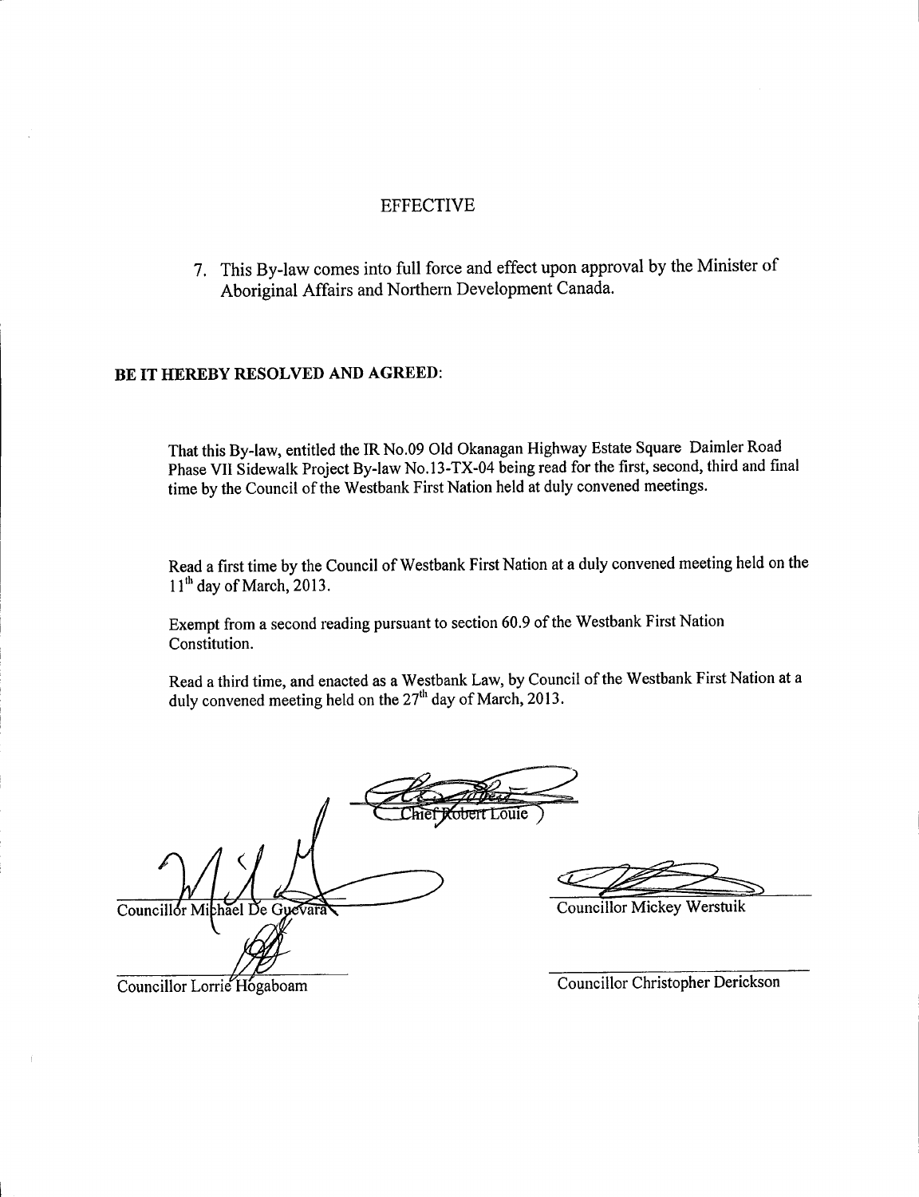## EFFECTIVE

7. This By-law comes into full force and effect upon approval by the Minister of Aboriginal Affairs and Northern Development Canada.

**BE IT HEREBY RESOLVED AND AGREED:**

That this By-law, entitled the IR No.09 Old Okanagan Highway Estate Square Daimler Road Phase VII Sidewalk Project By-law No.13-TX-04 being read for the first, second, third and final time by the Council of the Westbank First Nation held at duly convened meetings.

Read a first time by the Council of Westbank First Nation at a duly convened meeting held on the 11th day of March, 2013.

Exempt from a second reading pursuant to section 60.9 of the Westbank First Nation Constitution.

Read a third time, and enacted as a Westbank Law, by Council of the Westbank First Nation at a duly convened meeting held on the 27th day of March, 2013.

Chief Robert Louie

Councillor Michael De Guevara

Councillor Mickey Werstuik

Councillor Lorrie Hogaboam

Councillor Christopher Derickson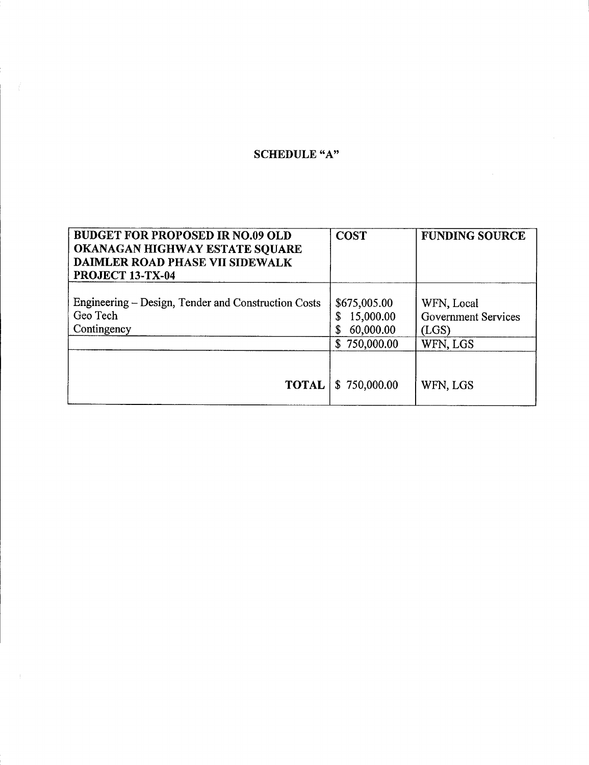## SCHEDULE "A"

| BUDGET FOR PROPOSED IR NO.09 OLD OKANAGAN HIGHWAY ESTATE SQUARE DAIMLER ROAD PHASE VII SIDEWALK PROJECT 13-TX-04 | COST | FUNDING SOURCE |
|---|---|---|
| Engineering – Design, Tender and Construction Costs<br>Geo Tech<br>Contingency | \$675,005.00<br>\$ 15,000.00<br>\$ 60,000.00 | WFN, Local Government Services (LGS) |
| | \$ 750,000.00 | WFN, LGS |
| **TOTAL** | \$ 750,000.00 | WFN, LGS |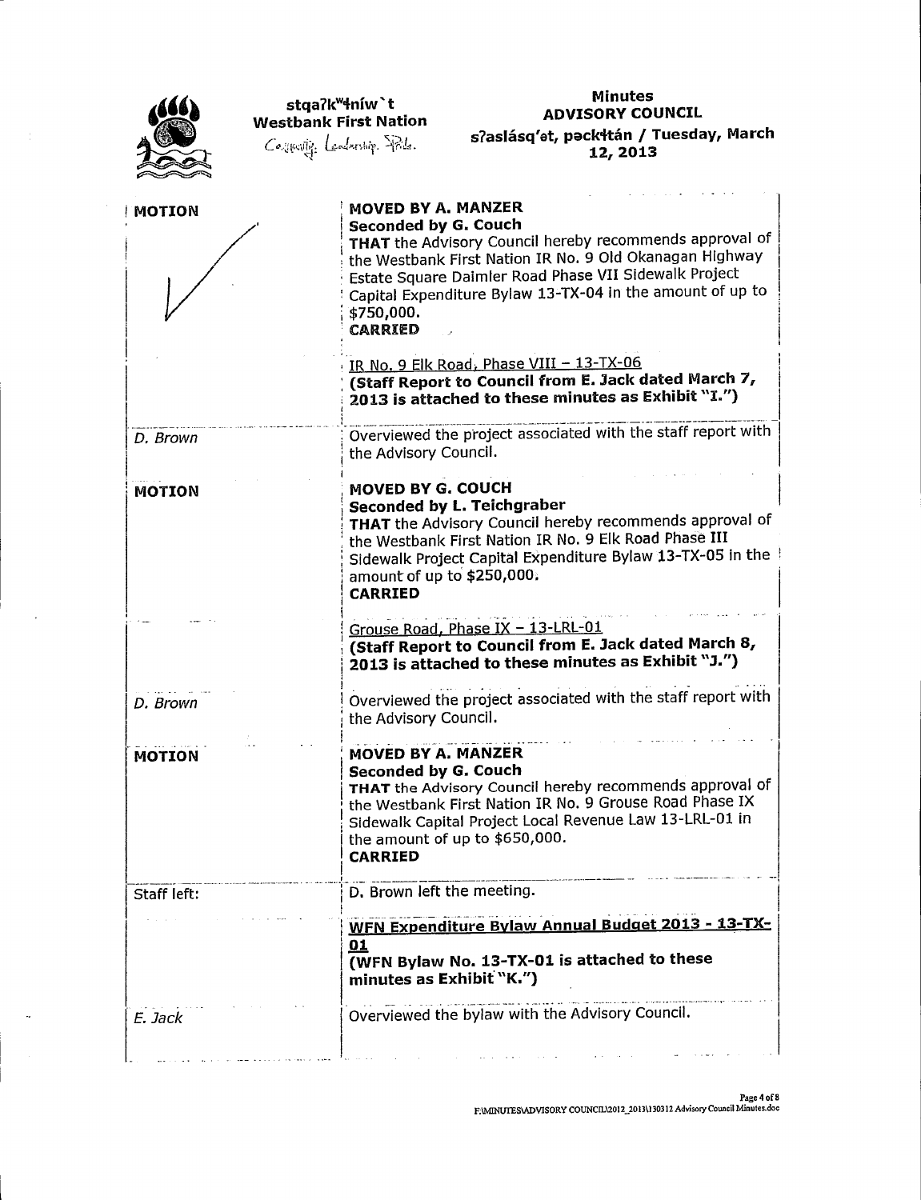| | |
|---|---|
| **MOTION** | **MOVED BY A. MANZER**<br>**Seconded by G. Couch**<br>**THAT** the Advisory Council hereby recommends approval of the Westbank First Nation IR No. 9 Old Okanagan Highway Estate Square Daimler Road Phase VII Sidewalk Project Capital Expenditure Bylaw 13-TX-04 in the amount of up to $750,000.<br>**CARRIED** |
| | IR No. 9 Elk Road, Phase VIII – 13-TX-06<br>**(Staff Report to Council from E. Jack dated March 7, 2013 is attached to these minutes as Exhibit "I.")** |
| *D. Brown* | Overviewed the project associated with the staff report with the Advisory Council. |
| **MOTION** | **MOVED BY G. COUCH**<br>**Seconded by L. Teichgraber**<br>**THAT** the Advisory Council hereby recommends approval of the Westbank First Nation IR No. 9 Elk Road Phase III Sidewalk Project Capital Expenditure Bylaw 13-TX-05 in the amount of up to $250,000.<br>**CARRIED** |
| | Grouse Road, Phase IX – 13-LRL-01<br>**(Staff Report to Council from E. Jack dated March 8, 2013 is attached to these minutes as Exhibit "J.")** |
| *D. Brown* | Overviewed the project associated with the staff report with the Advisory Council. |
| **MOTION** | **MOVED BY A. MANZER**<br>**Seconded by G. Couch**<br>**THAT** the Advisory Council hereby recommends approval of the Westbank First Nation IR No. 9 Grouse Road Phase IX Sidewalk Capital Project Local Revenue Law 13-LRL-01 in the amount of up to $650,000.<br>**CARRIED** |
| Staff left: | D. Brown left the meeting. |
| | **<u>WFN Expenditure Bylaw Annual Budget 2013 - 13-TX-01</u>**<br>**(WFN Bylaw No. 13-TX-01 is attached to these minutes as Exhibit "K.")** |
| *E. Jack* | Overviewed the bylaw with the Advisory Council. |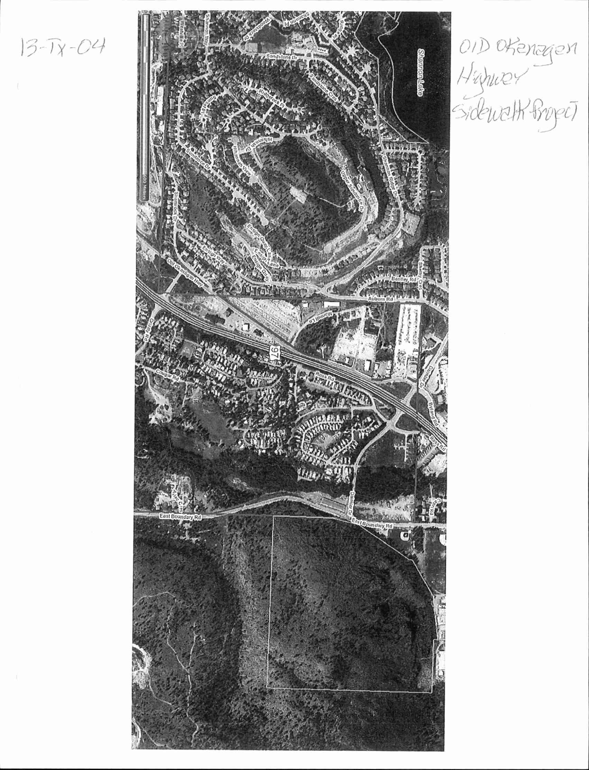13-Tx-04

Old Okanagan Highway Sidewalk Project